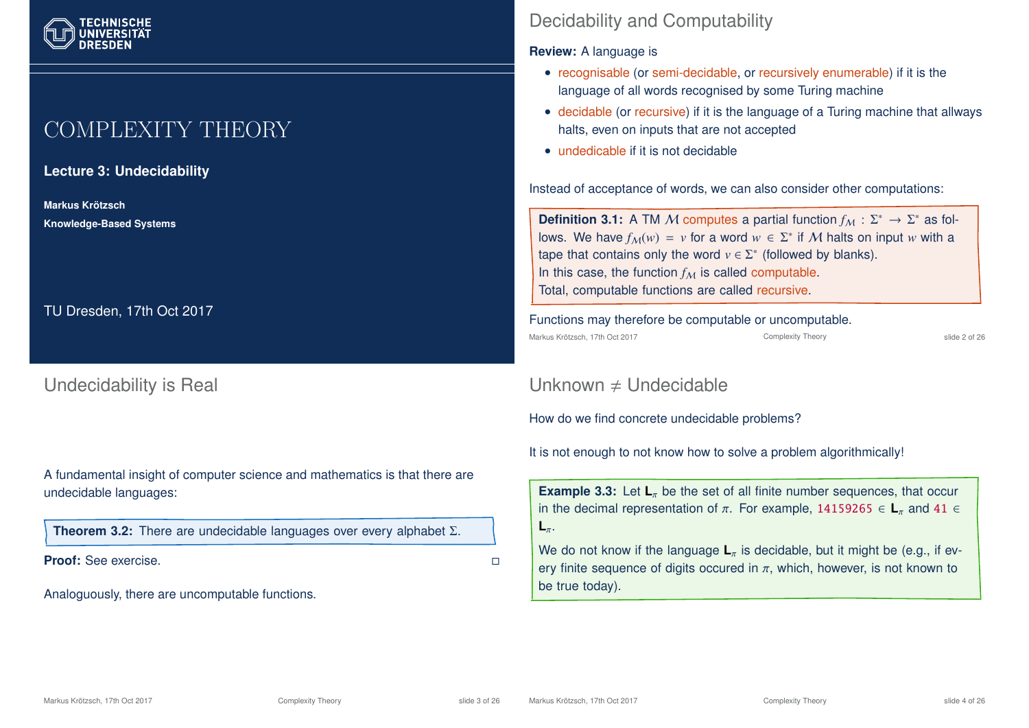# COMPLEXITY THEORY

**Lecture 3: Undecidability**

**Markus Krötzsch**

**Knowledge-Based Systems**

TU Dresden, 17th Oct 2017

## Decidability and Computability

**Review:** A language is

- recognisable (or semi-decidable, or recursively enumerable) if it is the language of all words recognised by some Turing machine
- decidable (or recursive) if it is the language of a Turing machine that allways halts, even on inputs that are not accepted
- undedicable if it is not decidable

Instead of acceptance of words, we can also consider other computations:

> **Definition 3.1:** A TM $\mathcal{M}$ computes a partial function $f_{\mathcal{M}} : \Sigma^* \to \Sigma^*$ as follows. We have $f_{\mathcal{M}}(w) = v$ for a word $w \in \Sigma^*$ if $\mathcal{M}$ halts on input $w$ with a tape that contains only the word $v \in \Sigma^*$ (followed by blanks).
> In this case, the function $f_{\mathcal{M}}$ is called computable.
> Total, computable functions are called recursive.

Functions may therefore be computable or uncomputable.

## Undecidability is Real

A fundamental insight of computer science and mathematics is that there are undecidable languages:

> **Theorem 3.2:** There are undecidable languages over every alphabet $\Sigma$.

**Proof:** See exercise. □

Analoguously, there are uncomputable functions.

## Unknown ≠ Undecidable

How do we find concrete undecidable problems?

It is not enough to not know how to solve a problem algorithmically!

> **Example 3.3:** Let $\mathbf{L}_\pi$ be the set of all finite number sequences, that occur in the decimal representation of $\pi$. For example, `14159265` $\in \mathbf{L}_\pi$ and `41` $\in \mathbf{L}_\pi$.
>
> We do not know if the language $\mathbf{L}_\pi$ is decidable, but it might be (e.g., if every finite sequence of digits occured in $\pi$, which, however, is not known to be true today).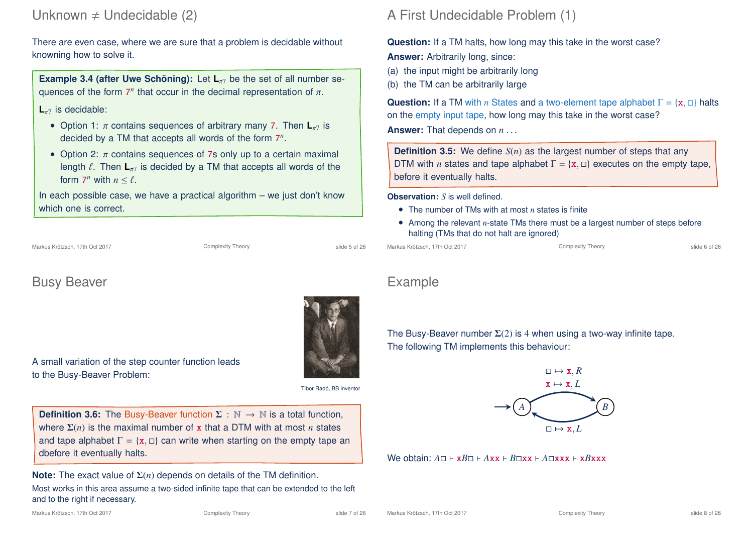## Unknown ≠ Undecidable (2)

There are even case, where we are sure that a problem is decidable without knowning how to solve it.

**Example 3.4 (after Uwe Schöning):** Let $\mathbf{L}_{\pi 7}$ be the set of all number sequences of the form $7^n$ that occur in the decimal representation of $\pi$.

$\mathbf{L}_{\pi 7}$ is decidable:

- Option 1: $\pi$ contains sequences of arbitrary many 7. Then $\mathbf{L}_{\pi 7}$ is decided by a TM that accepts all words of the form $7^n$.
- Option 2: $\pi$ contains sequences of 7s only up to a certain maximal length $\ell$. Then $\mathbf{L}_{\pi 7}$ is decided by a TM that accepts all words of the form $7^n$ with $n \leq \ell$.

In each possible case, we have a practical algorithm – we just don't know which one is correct.

## A First Undecidable Problem (1)

**Question:** If a TM halts, how long may this take in the worst case?

**Answer:** Arbitrarily long, since:

(a) the input might be arbitrarily long

(b) the TM can be arbitrarily large

**Question:** If a TM with $n$ States and a two-element tape alphabet $\Gamma = \{\mathtt{x}, \square\}$ halts on the empty input tape, how long may this take in the worst case?

**Answer:** That depends on $n$ ...

**Definition 3.5:** We define $S(n)$ as the largest number of steps that any DTM with $n$ states and tape alphabet $\Gamma = \{\mathtt{x}, \square\}$ executes on the empty tape, before it eventually halts.

**Observation:** $S$ is well defined.

- The number of TMs with at most $n$ states is finite
- Among the relevant $n$-state TMs there must be a largest number of steps before halting (TMs that do not halt are ignored)

## Busy Beaver

A small variation of the step counter function leads to the Busy-Beaver Problem:

Tibor Radó, BB inventor

**Definition 3.6:** The Busy-Beaver function $\mathbf{\Sigma} : \mathbb{N} \to \mathbb{N}$ is a total function, where $\mathbf{\Sigma}(n)$ is the maximal number of $\mathtt{x}$ that a DTM with at most $n$ states and tape alphabet $\Gamma = \{\mathtt{x}, \square\}$ can write when starting on the empty tape an dbefore it eventually halts.

**Note:** The exact value of $\mathbf{\Sigma}(n)$ depends on details of the TM definition.

Most works in this area assume a two-sided infinite tape that can be extended to the left and to the right if necessary.

## Example

The Busy-Beaver number $\mathbf{\Sigma}(2)$ is 4 when using a two-way infinite tape.
The following TM implements this behaviour:

- $A$ (start) → $B$: $\square \mapsto \mathtt{x}, R$ ; $\mathtt{x} \mapsto \mathtt{x}, L$
- $B$ → $A$: $\square \mapsto \mathtt{x}, L$

We obtain: $A\square \vdash \mathtt{x}B\square \vdash A\mathtt{x}\mathtt{x} \vdash B\square\mathtt{x}\mathtt{x} \vdash A\square\mathtt{x}\mathtt{x}\mathtt{x} \vdash \mathtt{x}B\mathtt{x}\mathtt{x}\mathtt{x}$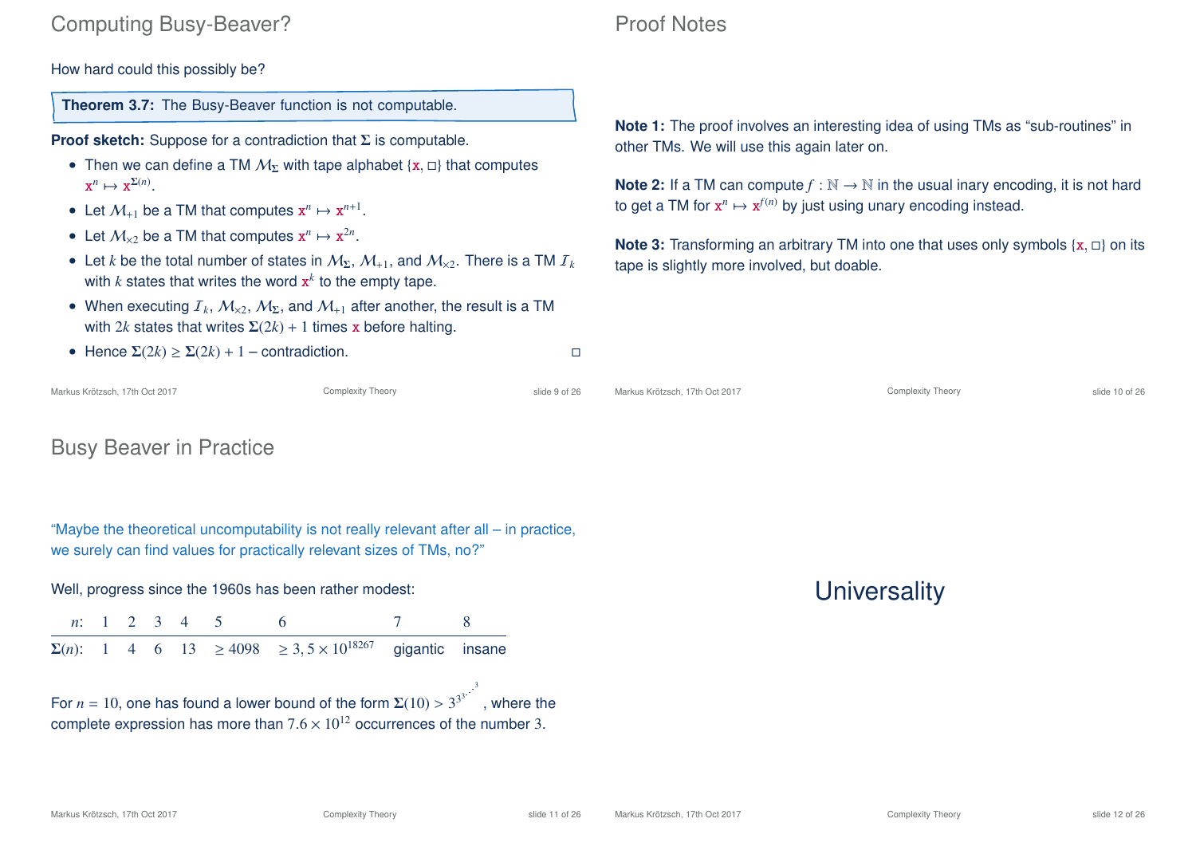# Computing Busy-Beaver?

How hard could this possibly be?

**Theorem 3.7:** The Busy-Beaver function is not computable.

**Proof sketch:** Suppose for a contradiction that $\Sigma$ is computable.

- Then we can define a TM $\mathcal{M}_\Sigma$ with tape alphabet $\{\mathtt{x}, \square\}$ that computes $\mathtt{x}^n \mapsto \mathtt{x}^{\Sigma(n)}$.
- Let $\mathcal{M}_{+1}$ be a TM that computes $\mathtt{x}^n \mapsto \mathtt{x}^{n+1}$.
- Let $\mathcal{M}_{\times 2}$ be a TM that computes $\mathtt{x}^n \mapsto \mathtt{x}^{2n}$.
- Let $k$ be the total number of states in $\mathcal{M}_\Sigma$, $\mathcal{M}_{+1}$, and $\mathcal{M}_{\times 2}$. There is a TM $\mathcal{I}_k$ with $k$ states that writes the word $\mathtt{x}^k$ to the empty tape.
- When executing $\mathcal{I}_k$, $\mathcal{M}_{\times 2}$, $\mathcal{M}_\Sigma$, and $\mathcal{M}_{+1}$ after another, the result is a TM with $2k$ states that writes $\Sigma(2k) + 1$ times $\mathtt{x}$ before halting.
- Hence $\Sigma(2k) \geq \Sigma(2k) + 1$ – contradiction. $\square$

# Proof Notes

**Note 1:** The proof involves an interesting idea of using TMs as "sub-routines" in other TMs. We will use this again later on.

**Note 2:** If a TM can compute $f : \mathbb{N} \to \mathbb{N}$ in the usual inary encoding, it is not hard to get a TM for $\mathtt{x}^n \mapsto \mathtt{x}^{f(n)}$ by just using unary encoding instead.

**Note 3:** Transforming an arbitrary TM into one that uses only symbols $\{\mathtt{x}, \square\}$ on its tape is slightly more involved, but doable.

# Busy Beaver in Practice

"Maybe the theoretical uncomputability is not really relevant after all – in practice, we surely can find values for practically relevant sizes of TMs, no?"

Well, progress since the 1960s has been rather modest:

| $n$: | 1 | 2 | 3 | 4 | 5 | 6 | 7 | 8 |
|---|---|---|---|---|---|---|---|---|
| $\Sigma(n)$: | 1 | 4 | 6 | 13 | $\geq 4098$ | $\geq 3,5 \times 10^{18267}$ | gigantic | insane |

For $n = 10$, one has found a lower bound of the form $\Sigma(10) > 3^{3^{3^{\cdot^{\cdot^{\cdot^{3}}}}}}$, where the complete expression has more than $7.6 \times 10^{12}$ occurrences of the number 3.

# Universality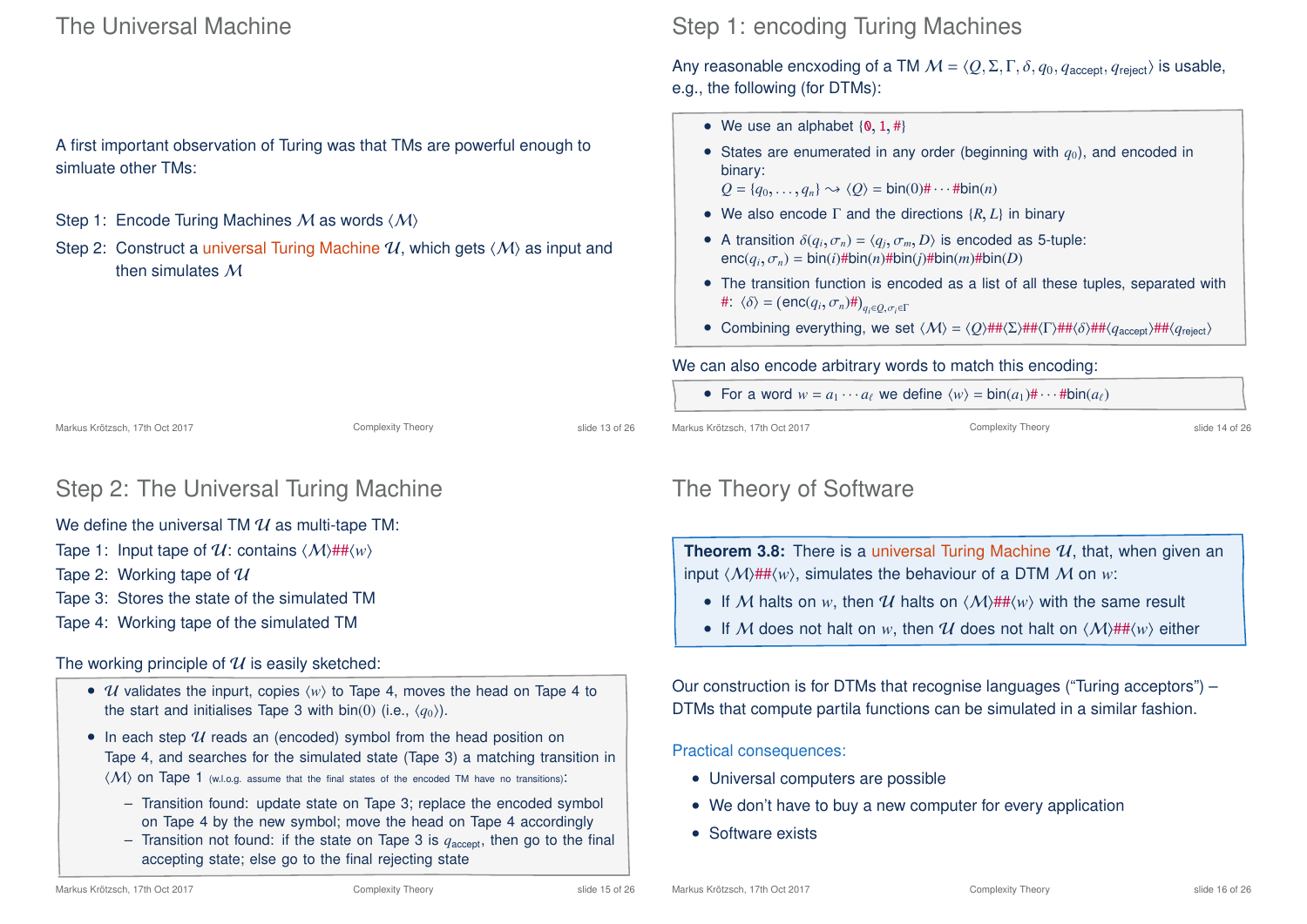## The Universal Machine

A first important observation of Turing was that TMs are powerful enough to simluate other TMs:

Step 1: Encode Turing Machines $\mathcal{M}$ as words $\langle \mathcal{M} \rangle$

Step 2: Construct a universal Turing Machine $\mathcal{U}$, which gets $\langle \mathcal{M} \rangle$ as input and then simulates $\mathcal{M}$

## Step 1: encoding Turing Machines

Any reasonable encxoding of a TM $\mathcal{M} = \langle Q, \Sigma, \Gamma, \delta, q_0, q_{\text{accept}}, q_{\text{reject}} \rangle$ is usable, e.g., the following (for DTMs):

- We use an alphabet $\{0, 1, \#\}$
- States are enumerated in any order (beginning with $q_0$), and encoded in binary: $Q = \{q_0, \ldots, q_n\} \rightsquigarrow \langle Q \rangle = \text{bin}(0)\# \cdots \#\text{bin}(n)$
- We also encode $\Gamma$ and the directions $\{R, L\}$ in binary
- A transition $\delta(q_i, \sigma_n) = \langle q_j, \sigma_m, D \rangle$ is encoded as 5-tuple: $\text{enc}(q_i, \sigma_n) = \text{bin}(i)\#\text{bin}(n)\#\text{bin}(j)\#\text{bin}(m)\#\text{bin}(D)$
- The transition function is encoded as a list of all these tuples, separated with #: $\langle \delta \rangle = (\text{enc}(q_i, \sigma_n)\#)_{q_i \in Q, \sigma_i \in \Gamma}$
- Combining everything, we set $\langle \mathcal{M} \rangle = \langle Q \rangle\#\#\langle \Sigma \rangle\#\#\langle \Gamma \rangle\#\#\langle \delta \rangle\#\#\langle q_{\text{accept}} \rangle\#\#\langle q_{\text{reject}} \rangle$

We can also encode arbitrary words to match this encoding:

- For a word $w = a_1 \cdots a_\ell$ we define $\langle w \rangle = \text{bin}(a_1)\# \cdots \#\text{bin}(a_\ell)$

## Step 2: The Universal Turing Machine

We define the universal TM $\mathcal{U}$ as multi-tape TM:

Tape 1: Input tape of $\mathcal{U}$: contains $\langle \mathcal{M} \rangle\#\#\langle w \rangle$

Tape 2: Working tape of $\mathcal{U}$

Tape 3: Stores the state of the simulated TM

Tape 4: Working tape of the simulated TM

The working principle of $\mathcal{U}$ is easily sketched:

- $\mathcal{U}$ validates the inpurt, copies $\langle w \rangle$ to Tape 4, moves the head on Tape 4 to the start and initialises Tape 3 with bin(0) (i.e., $\langle q_0 \rangle$).
- In each step $\mathcal{U}$ reads an (encoded) symbol from the head position on Tape 4, and searches for the simulated state (Tape 3) a matching transition in $\langle \mathcal{M} \rangle$ on Tape 1 (w.l.o.g. assume that the final states of the encoded TM have no transitions):
  - Transition found: update state on Tape 3; replace the encoded symbol on Tape 4 by the new symbol; move the head on Tape 4 accordingly
  - Transition not found: if the state on Tape 3 is $q_{\text{accept}}$, then go to the final accepting state; else go to the final rejecting state

## The Theory of Software

**Theorem 3.8:** There is a universal Turing Machine $\mathcal{U}$, that, when given an input $\langle \mathcal{M} \rangle\#\#\langle w \rangle$, simulates the behaviour of a DTM $\mathcal{M}$ on $w$:

- If $\mathcal{M}$ halts on $w$, then $\mathcal{U}$ halts on $\langle \mathcal{M} \rangle\#\#\langle w \rangle$ with the same result
- If $\mathcal{M}$ does not halt on $w$, then $\mathcal{U}$ does not halt on $\langle \mathcal{M} \rangle\#\#\langle w \rangle$ either

Our construction is for DTMs that recognise languages ("Turing acceptors") – DTMs that compute partila functions can be simulated in a similar fashion.

Practical consequences:

- Universal computers are possible
- We don't have to buy a new computer for every application
- Software exists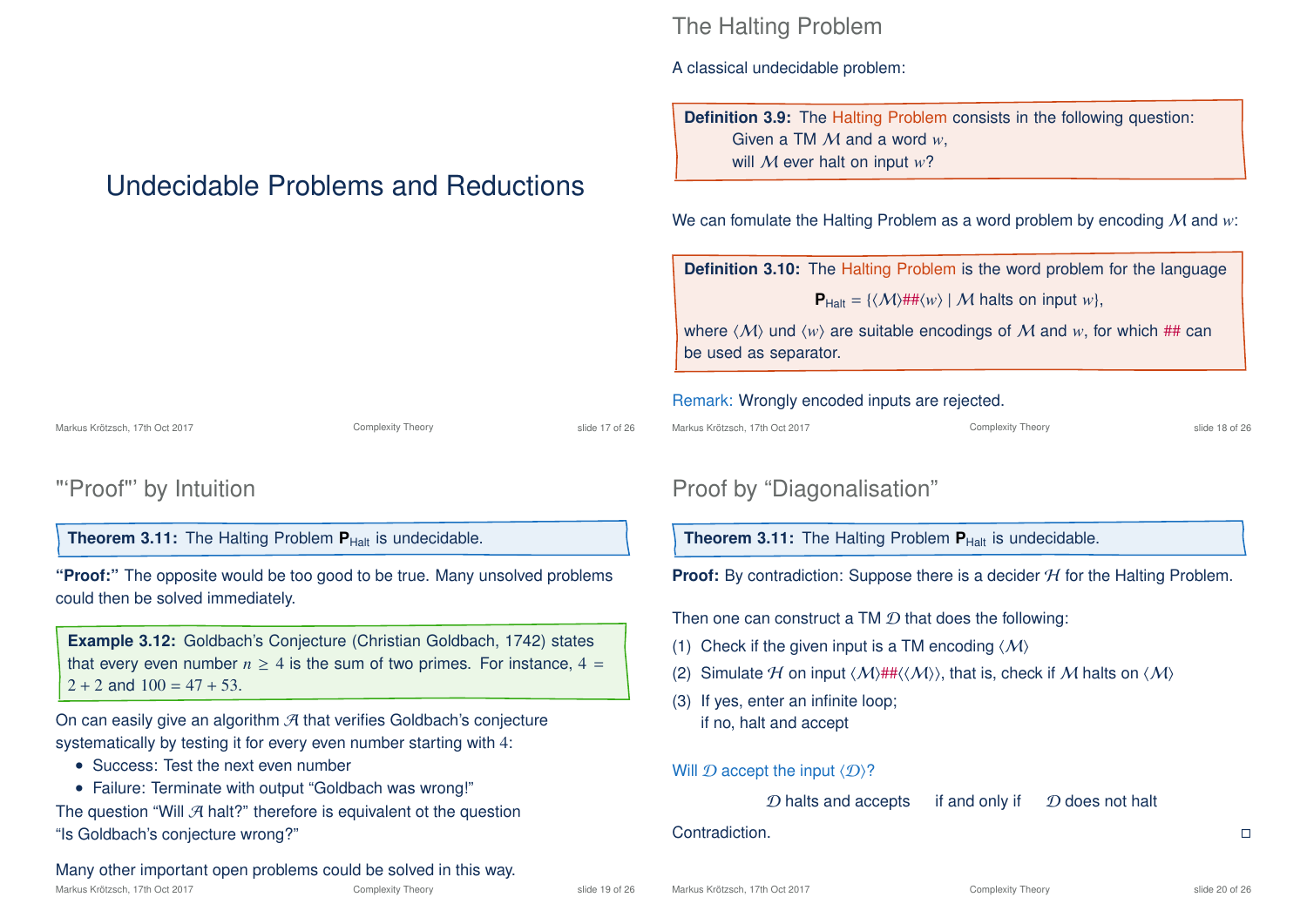# Undecidable Problems and Reductions

## The Halting Problem

A classical undecidable problem:

> **Definition 3.9:** The Halting Problem consists in the following question:
> Given a TM $\mathcal{M}$ and a word $w$,
> will $\mathcal{M}$ ever halt on input $w$?

We can fomulate the Halting Problem as a word problem by encoding $\mathcal{M}$ and $w$:

> **Definition 3.10:** The Halting Problem is the word problem for the language
>
> $$\mathbf{P}_{\text{Halt}} = \{\langle\mathcal{M}\rangle\#\#\langle w\rangle \mid \mathcal{M} \text{ halts on input } w\},$$
>
> where $\langle\mathcal{M}\rangle$ und $\langle w\rangle$ are suitable encodings of $\mathcal{M}$ and $w$, for which ## can be used as separator.

Remark: Wrongly encoded inputs are rejected.

## "'Proof"' by Intuition

> **Theorem 3.11:** The Halting Problem $\mathbf{P}_{\text{Halt}}$ is undecidable.

**"Proof:"** The opposite would be too good to be true. Many unsolved problems could then be solved immediately.

> **Example 3.12:** Goldbach's Conjecture (Christian Goldbach, 1742) states that every even number $n \geq 4$ is the sum of two primes. For instance, $4 = 2 + 2$ and $100 = 47 + 53$.

On can easily give an algorithm $\mathcal{A}$ that verifies Goldbach's conjecture systematically by testing it for every even number starting with 4:

- Success: Test the next even number
- Failure: Terminate with output "Goldbach was wrong!"

The question "Will $\mathcal{A}$ halt?" therefore is equivalent ot the question "Is Goldbach's conjecture wrong?"

Many other important open problems could be solved in this way.

## Proof by "Diagonalisation"

> **Theorem 3.11:** The Halting Problem $\mathbf{P}_{\text{Halt}}$ is undecidable.

**Proof:** By contradiction: Suppose there is a decider $\mathcal{H}$ for the Halting Problem.

Then one can construct a TM $\mathcal{D}$ that does the following:

(1) Check if the given input is a TM encoding $\langle\mathcal{M}\rangle$

(2) Simulate $\mathcal{H}$ on input $\langle\mathcal{M}\rangle\#\#\langle\langle\mathcal{M}\rangle\rangle$, that is, check if $\mathcal{M}$ halts on $\langle\mathcal{M}\rangle$

(3) If yes, enter an infinite loop;
if no, halt and accept

Will $\mathcal{D}$ accept the input $\langle\mathcal{D}\rangle$?

$\mathcal{D}$ halts and accepts if and only if $\mathcal{D}$ does not halt

Contradiction. □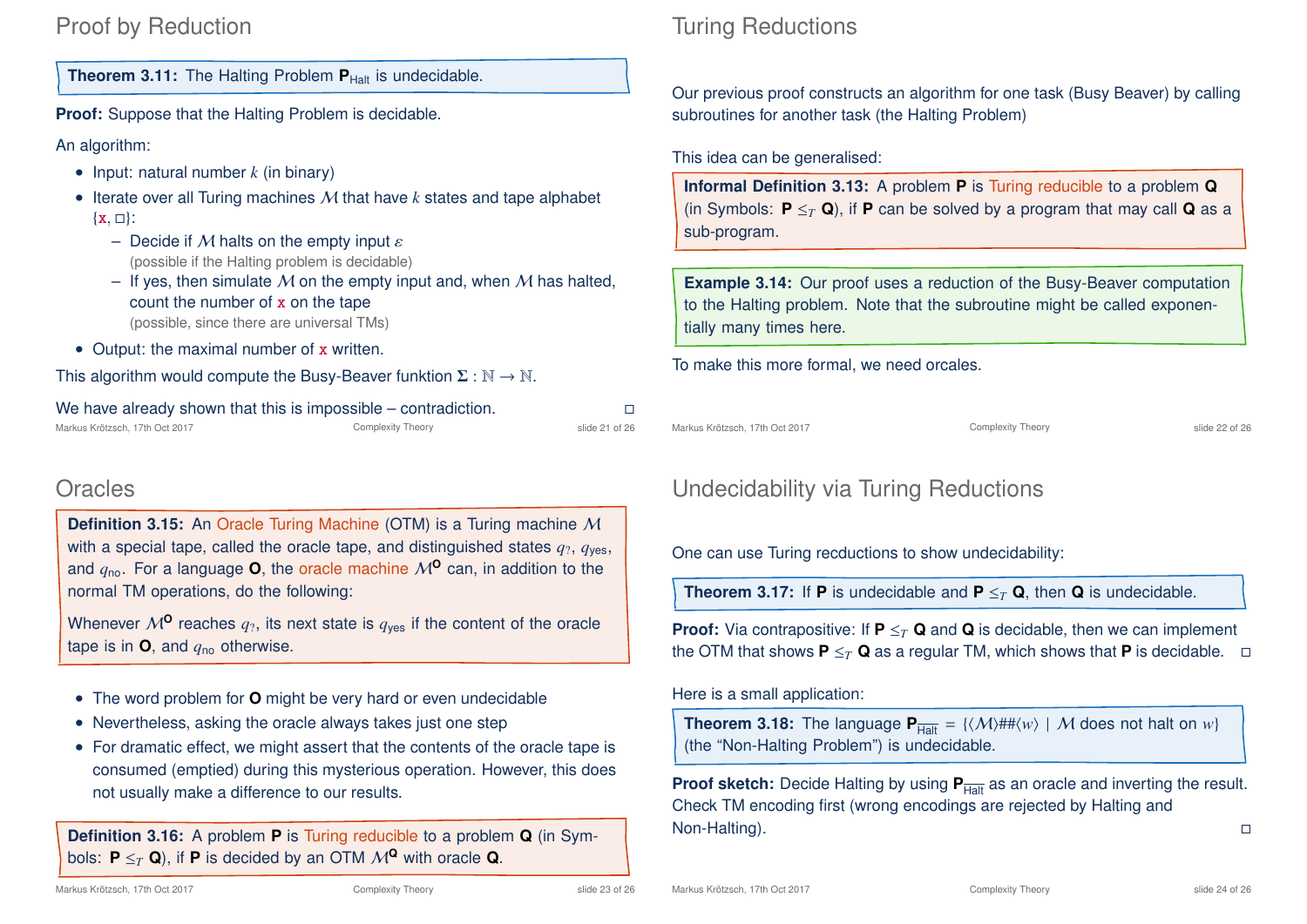## Proof by Reduction

**Theorem 3.11:** The Halting Problem $\mathbf{P}_{\text{Halt}}$ is undecidable.

**Proof:** Suppose that the Halting Problem is decidable.

An algorithm:

- Input: natural number $k$ (in binary)
- Iterate over all Turing machines $\mathcal{M}$ that have $k$ states and tape alphabet $\{\mathtt{x}, \square\}$:
  - Decide if $\mathcal{M}$ halts on the empty input $\varepsilon$
    (possible if the Halting problem is decidable)
  - If yes, then simulate $\mathcal{M}$ on the empty input and, when $\mathcal{M}$ has halted, count the number of $\mathtt{x}$ on the tape
    (possible, since there are universal TMs)
- Output: the maximal number of $\mathtt{x}$ written.

This algorithm would compute the Busy-Beaver funktion $\mathbf{\Sigma} : \mathbb{N} \to \mathbb{N}$.

We have already shown that this is impossible – contradiction. □

## Turing Reductions

Our previous proof constructs an algorithm for one task (Busy Beaver) by calling subroutines for another task (the Halting Problem)

This idea can be generalised:

**Informal Definition 3.13:** A problem **P** is Turing reducible to a problem **Q** (in Symbols: $\mathbf{P} \leq_T \mathbf{Q}$), if **P** can be solved by a program that may call **Q** as a sub-program.

**Example 3.14:** Our proof uses a reduction of the Busy-Beaver computation to the Halting problem. Note that the subroutine might be called exponentially many times here.

To make this more formal, we need orcales.

## Oracles

**Definition 3.15:** An Oracle Turing Machine (OTM) is a Turing machine $\mathcal{M}$ with a special tape, called the oracle tape, and distinguished states $q_?$, $q_{\text{yes}}$, and $q_{\text{no}}$. For a language **O**, the oracle machine $\mathcal{M}^{\mathbf{O}}$ can, in addition to the normal TM operations, do the following:

Whenever $\mathcal{M}^{\mathbf{O}}$ reaches $q_?$, its next state is $q_{\text{yes}}$ if the content of the oracle tape is in **O**, and $q_{\text{no}}$ otherwise.

- The word problem for **O** might be very hard or even undecidable
- Nevertheless, asking the oracle always takes just one step
- For dramatic effect, we might assert that the contents of the oracle tape is consumed (emptied) during this mysterious operation. However, this does not usually make a difference to our results.

**Definition 3.16:** A problem **P** is Turing reducible to a problem **Q** (in Symbols: $\mathbf{P} \leq_T \mathbf{Q}$), if **P** is decided by an OTM $\mathcal{M}^{\mathbf{Q}}$ with oracle **Q**.

## Undecidability via Turing Reductions

One can use Turing recductions to show undecidability:

**Theorem 3.17:** If **P** is undecidable and $\mathbf{P} \leq_T \mathbf{Q}$, then **Q** is undecidable.

**Proof:** Via contrapositive: If $\mathbf{P} \leq_T \mathbf{Q}$ and **Q** is decidable, then we can implement the OTM that shows $\mathbf{P} \leq_T \mathbf{Q}$ as a regular TM, which shows that **P** is decidable. □

Here is a small application:

**Theorem 3.18:** The language $\mathbf{P}_{\overline{\text{Halt}}} = \{\langle\mathcal{M}\rangle\#\#\langle w\rangle \mid \mathcal{M} \text{ does not halt on } w\}$ (the "Non-Halting Problem") is undecidable.

**Proof sketch:** Decide Halting by using $\mathbf{P}_{\overline{\text{Halt}}}$ as an oracle and inverting the result. Check TM encoding first (wrong encodings are rejected by Halting and Non-Halting). □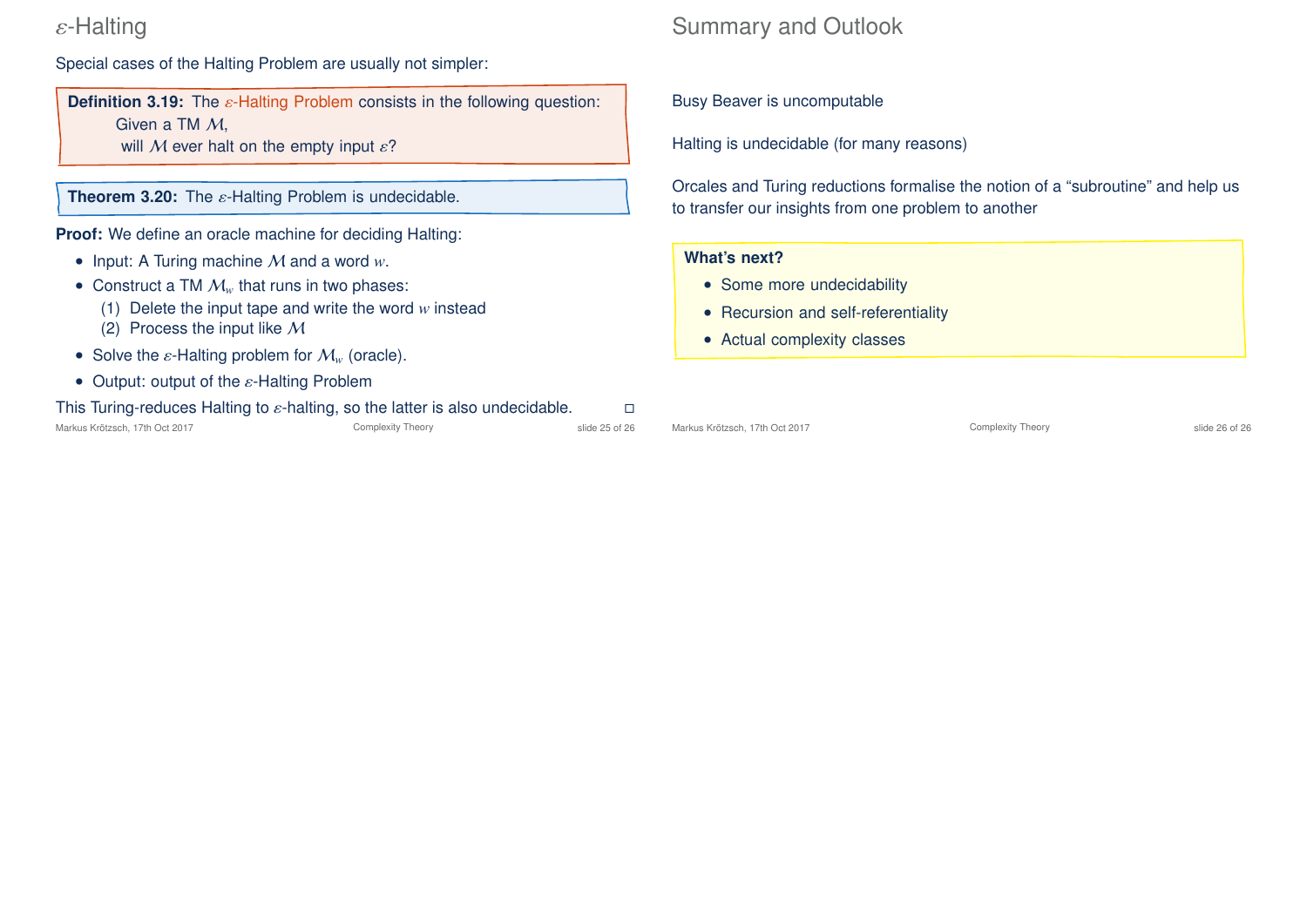# $\varepsilon$-Halting

Special cases of the Halting Problem are usually not simpler:

**Definition 3.19:** The $\varepsilon$-Halting Problem consists in the following question:
Given a TM $\mathcal{M}$,
will $\mathcal{M}$ ever halt on the empty input $\varepsilon$?

**Theorem 3.20:** The $\varepsilon$-Halting Problem is undecidable.

**Proof:** We define an oracle machine for deciding Halting:

- Input: A Turing machine $\mathcal{M}$ and a word $w$.
- Construct a TM $\mathcal{M}_w$ that runs in two phases:
  - (1) Delete the input tape and write the word $w$ instead
  - (2) Process the input like $\mathcal{M}$
- Solve the $\varepsilon$-Halting problem for $\mathcal{M}_w$ (oracle).
- Output: output of the $\varepsilon$-Halting Problem

This Turing-reduces Halting to $\varepsilon$-halting, so the latter is also undecidable. □

# Summary and Outlook

Busy Beaver is uncomputable

Halting is undecidable (for many reasons)

Orcales and Turing reductions formalise the notion of a "subroutine" and help us to transfer our insights from one problem to another

**What's next?**

- Some more undecidability
- Recursion and self-referentiality
- Actual complexity classes